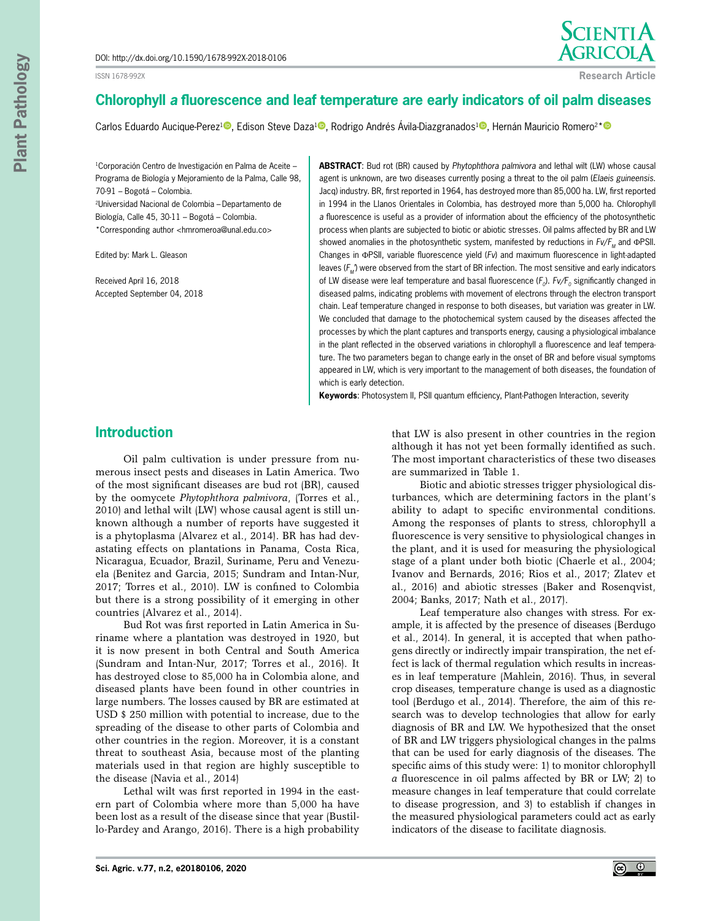# Chlorophyll *a* fluorescence and leaf temperature are early indicators of oil palm diseases

Carlos Eduardo Aucique-Perez[1], Edison Steve Daza[1], Rodrigo Andrés Ávila-Diazgranados[1], Hernán Mauricio Romero[2]*

[1]Corporación Centro de Investigación en Palma de Aceite – Programa de Biología y Mejoramiento de la Palma, Calle 98, 70-91 – Bogotá – Colombia.
[2]Universidad Nacional de Colombia – Departamento de Biología, Calle 45, 30-11 – Bogotá – Colombia.
*Corresponding author <hmromeroa@unal.edu.co>

Edited by: Mark L. Gleason

Received April 16, 2018
Accepted September 04, 2018

**ABSTRACT**: Bud rot (BR) caused by *Phytophthora palmivora* and lethal wilt (LW) whose causal agent is unknown, are two diseases currently posing a threat to the oil palm (*Elaeis guineensis*. Jacq) industry. BR, first reported in 1964, has destroyed more than 85,000 ha. LW, first reported in 1994 in the Llanos Orientales in Colombia, has destroyed more than 5,000 ha. Chlorophyll *a* fluorescence is useful as a provider of information about the efficiency of the photosynthetic process when plants are subjected to biotic or abiotic stresses. Oil palms affected by BR and LW showed anomalies in the photosynthetic system, manifested by reductions in $Fv/F_M$ and ΦPSII. Changes in ΦPSII, variable fluorescence yield (*Fv*) and maximum fluorescence in light-adapted leaves ($F_M'$) were observed from the start of BR infection. The most sensitive and early indicators of LW disease were leaf temperature and basal fluorescence ($F_0$). $Fv/F_0$ significantly changed in diseased palms, indicating problems with movement of electrons through the electron transport chain. Leaf temperature changed in response to both diseases, but variation was greater in LW. We concluded that damage to the photochemical system caused by the diseases affected the processes by which the plant captures and transports energy, causing a physiological imbalance in the plant reflected in the observed variations in chlorophyll a fluorescence and leaf temperature. The two parameters began to change early in the onset of BR and before visual symptoms appeared in LW, which is very important to the management of both diseases, the foundation of which is early detection.

**Keywords**: Photosystem II, PSII quantum efficiency, Plant-Pathogen Interaction, severity

## Introduction

Oil palm cultivation is under pressure from numerous insect pests and diseases in Latin America. Two of the most significant diseases are bud rot (BR), caused by the oomycete *Phytophthora palmivora*, (Torres et al., 2010) and lethal wilt (LW) whose causal agent is still unknown although a number of reports have suggested it is a phytoplasma (Alvarez et al., 2014). BR has had devastating effects on plantations in Panama, Costa Rica, Nicaragua, Ecuador, Brazil, Suriname, Peru and Venezuela (Benitez and Garcia, 2015; Sundram and Intan-Nur, 2017; Torres et al., 2010). LW is confined to Colombia but there is a strong possibility of it emerging in other countries (Alvarez et al., 2014).

Bud Rot was first reported in Latin America in Suriname where a plantation was destroyed in 1920, but it is now present in both Central and South America (Sundram and Intan-Nur, 2017; Torres et al., 2016). It has destroyed close to 85,000 ha in Colombia alone, and diseased plants have been found in other countries in large numbers. The losses caused by BR are estimated at USD $ 250 million with potential to increase, due to the spreading of the disease to other parts of Colombia and other countries in the region. Moreover, it is a constant threat to southeast Asia, because most of the planting materials used in that region are highly susceptible to the disease (Navia et al., 2014)

Lethal wilt was first reported in 1994 in the eastern part of Colombia where more than 5,000 ha have been lost as a result of the disease since that year (Bustillo-Pardey and Arango, 2016). There is a high probability that LW is also present in other countries in the region although it has not yet been formally identified as such. The most important characteristics of these two diseases are summarized in Table 1.

Biotic and abiotic stresses trigger physiological disturbances, which are determining factors in the plant's ability to adapt to specific environmental conditions. Among the responses of plants to stress, chlorophyll a fluorescence is very sensitive to physiological changes in the plant, and it is used for measuring the physiological stage of a plant under both biotic (Chaerle et al., 2004; Ivanov and Bernards, 2016; Rios et al., 2017; Zlatev et al., 2016) and abiotic stresses (Baker and Rosenqvist, 2004; Banks, 2017; Nath et al., 2017).

Leaf temperature also changes with stress. For example, it is affected by the presence of diseases (Berdugo et al., 2014). In general, it is accepted that when pathogens directly or indirectly impair transpiration, the net effect is lack of thermal regulation which results in increases in leaf temperature (Mahlein, 2016). Thus, in several crop diseases, temperature change is used as a diagnostic tool (Berdugo et al., 2014). Therefore, the aim of this research was to develop technologies that allow for early diagnosis of BR and LW. We hypothesized that the onset of BR and LW triggers physiological changes in the palms that can be used for early diagnosis of the diseases. The specific aims of this study were: 1) to monitor chlorophyll *a* fluorescence in oil palms affected by BR or LW; 2) to measure changes in leaf temperature that could correlate to disease progression, and 3) to establish if changes in the measured physiological parameters could act as early indicators of the disease to facilitate diagnosis.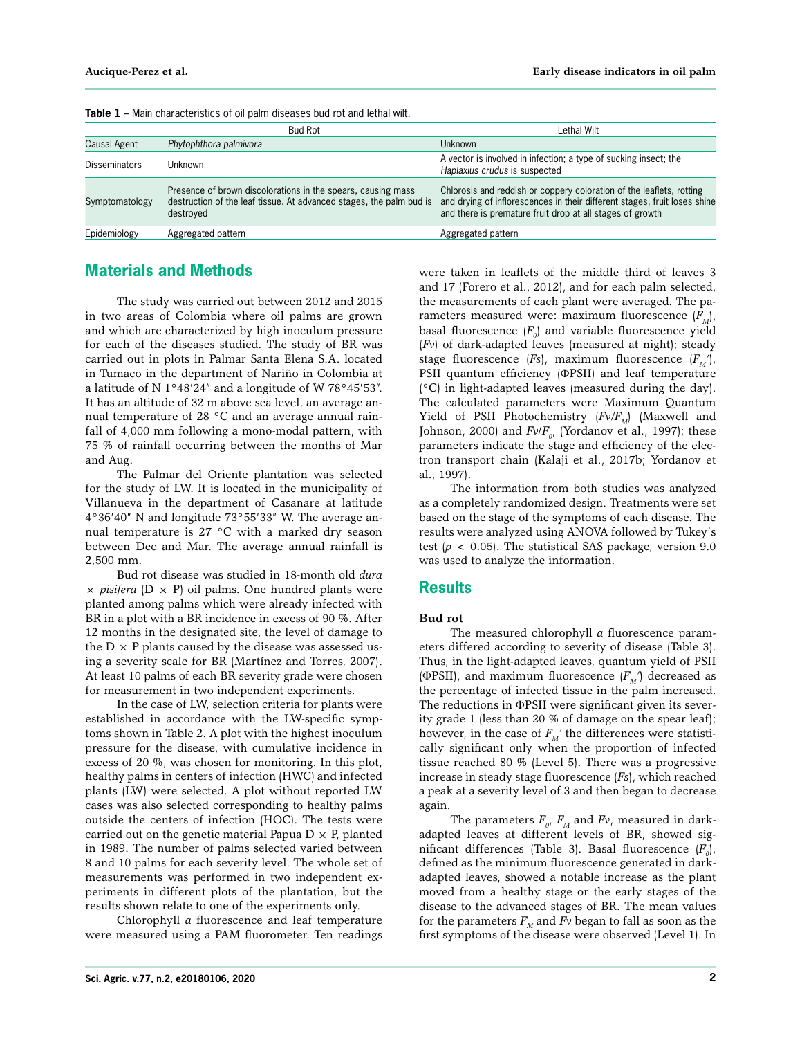**Table 1** – Main characteristics of oil palm diseases bud rot and lethal wilt.

| | Bud Rot | Lethal Wilt |
|---|---|---|
| Causal Agent | *Phytophthora palmivora* | Unknown |
| Disseminators | Unknown | A vector is involved in infection; a type of sucking insect; the *Haplaxius crudus* is suspected |
| Symptomatology | Presence of brown discolorations in the spears, causing mass destruction of the leaf tissue. At advanced stages, the palm bud is destroyed | Chlorosis and reddish or coppery coloration of the leaflets, rotting and drying of inflorescences in their different stages, fruit loses shine and there is premature fruit drop at all stages of growth |
| Epidemiology | Aggregated pattern | Aggregated pattern |

## Materials and Methods

The study was carried out between 2012 and 2015 in two areas of Colombia where oil palms are grown and which are characterized by high inoculum pressure for each of the diseases studied. The study of BR was carried out in plots in Palmar Santa Elena S.A. located in Tumaco in the department of Nariño in Colombia at a latitude of N 1°48′24″ and a longitude of W 78°45′53″. It has an altitude of 32 m above sea level, an average annual temperature of 28 °C and an average annual rainfall of 4,000 mm following a mono-modal pattern, with 75 % of rainfall occurring between the months of Mar and Aug.

The Palmar del Oriente plantation was selected for the study of LW. It is located in the municipality of Villanueva in the department of Casanare at latitude 4°36′40″ N and longitude 73°55′33″ W. The average annual temperature is 27 °C with a marked dry season between Dec and Mar. The average annual rainfall is 2,500 mm.

Bud rot disease was studied in 18-month old *dura* × *pisifera* (D × P) oil palms. One hundred plants were planted among palms which were already infected with BR in a plot with a BR incidence in excess of 90 %. After 12 months in the designated site, the level of damage to the D × P plants caused by the disease was assessed using a severity scale for BR (Martínez and Torres, 2007). At least 10 palms of each BR severity grade were chosen for measurement in two independent experiments.

In the case of LW, selection criteria for plants were established in accordance with the LW-specific symptoms shown in Table 2. A plot with the highest inoculum pressure for the disease, with cumulative incidence in excess of 20 %, was chosen for monitoring. In this plot, healthy palms in centers of infection (HWC) and infected plants (LW) were selected. A plot without reported LW cases was also selected corresponding to healthy palms outside the centers of infection (HOC). The tests were carried out on the genetic material Papua D × P, planted in 1989. The number of palms selected varied between 8 and 10 palms for each severity level. The whole set of measurements was performed in two independent experiments in different plots of the plantation, but the results shown relate to one of the experiments only.

Chlorophyll *a* fluorescence and leaf temperature were measured using a PAM fluorometer. Ten readings were taken in leaflets of the middle third of leaves 3 and 17 (Forero et al., 2012), and for each palm selected, the measurements of each plant were averaged. The parameters measured were: maximum fluorescence ($F_M$), basal fluorescence ($F_0$) and variable fluorescence yield ($Fv$) of dark-adapted leaves (measured at night); steady stage fluorescence ($Fs$), maximum fluorescence ($F_M'$), PSII quantum efficiency (ΦPSII) and leaf temperature (°C) in light-adapted leaves (measured during the day). The calculated parameters were Maximum Quantum Yield of PSII Photochemistry ($Fv/F_M$) (Maxwell and Johnson, 2000) and $Fv/F_0$, (Yordanov et al., 1997); these parameters indicate the stage and efficiency of the electron transport chain (Kalaji et al., 2017b; Yordanov et al., 1997).

The information from both studies was analyzed as a completely randomized design. Treatments were set based on the stage of the symptoms of each disease. The results were analyzed using ANOVA followed by Tukey's test ($p < 0.05$). The statistical SAS package, version 9.0 was used to analyze the information.

## Results

### Bud rot

The measured chlorophyll *a* fluorescence parameters differed according to severity of disease (Table 3). Thus, in the light-adapted leaves, quantum yield of PSII (ΦPSII), and maximum fluorescence ($F_M'$) decreased as the percentage of infected tissue in the palm increased. The reductions in ΦPSII were significant given its severity grade 1 (less than 20 % of damage on the spear leaf); however, in the case of $F_M'$ the differences were statistically significant only when the proportion of infected tissue reached 80 % (Level 5). There was a progressive increase in steady stage fluorescence ($Fs$), which reached a peak at a severity level of 3 and then began to decrease again.

The parameters $F_0$, $F_M$ and $Fv$, measured in dark-adapted leaves at different levels of BR, showed significant differences (Table 3). Basal fluorescence ($F_0$), defined as the minimum fluorescence generated in dark-adapted leaves, showed a notable increase as the plant moved from a healthy stage or the early stages of the disease to the advanced stages of BR. The mean values for the parameters $F_M$ and $Fv$ began to fall as soon as the first symptoms of the disease were observed (Level 1). In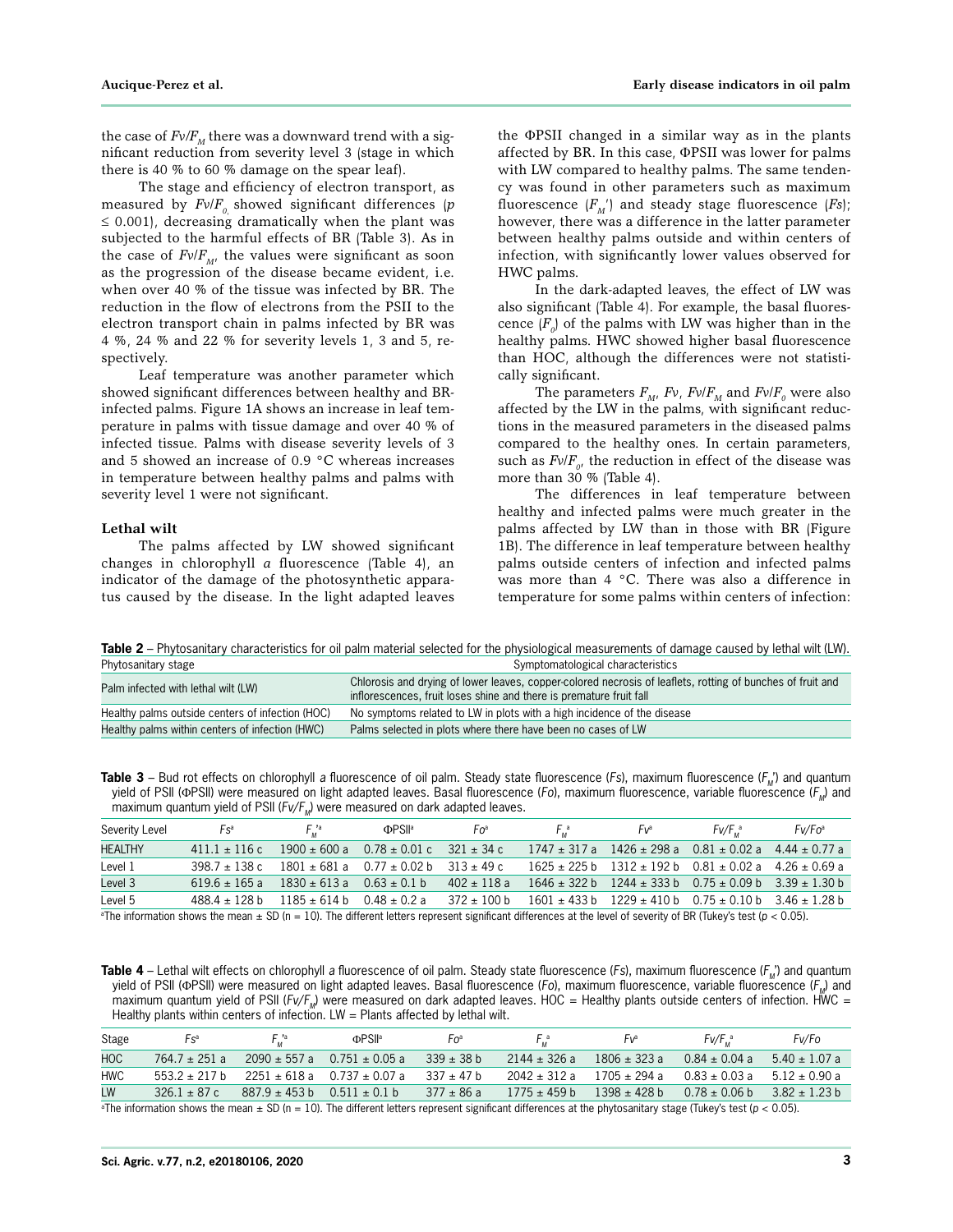the case of $Fv/F_M$ there was a downward trend with a significant reduction from severity level 3 (stage in which there is 40 % to 60 % damage on the spear leaf).

The stage and efficiency of electron transport, as measured by $Fv/F_0$ showed significant differences ($p \leq 0.001$), decreasing dramatically when the plant was subjected to the harmful effects of BR (Table 3). As in the case of $Fv/F_M$, the values were significant as soon as the progression of the disease became evident, i.e. when over 40 % of the tissue was infected by BR. The reduction in the flow of electrons from the PSII to the electron transport chain in palms infected by BR was 4 %, 24 % and 22 % for severity levels 1, 3 and 5, respectively.

Leaf temperature was another parameter which showed significant differences between healthy and BR-infected palms. Figure 1A shows an increase in leaf temperature in palms with tissue damage and over 40 % of infected tissue. Palms with disease severity levels of 3 and 5 showed an increase of 0.9 °C whereas increases in temperature between healthy palms and palms with severity level 1 were not significant.

### Lethal wilt

The palms affected by LW showed significant changes in chlorophyll *a* fluorescence (Table 4), an indicator of the damage of the photosynthetic apparatus caused by the disease. In the light adapted leaves the ΦPSII changed in a similar way as in the plants affected by BR. In this case, ΦPSII was lower for palms with LW compared to healthy palms. The same tendency was found in other parameters such as maximum fluorescence ($F_M'$) and steady stage fluorescence ($Fs$); however, there was a difference in the latter parameter between healthy palms outside and within centers of infection, with significantly lower values observed for HWC palms.

In the dark-adapted leaves, the effect of LW was also significant (Table 4). For example, the basal fluorescence ($F_0$) of the palms with LW was higher than in the healthy palms. HWC showed higher basal fluorescence than HOC, although the differences were not statistically significant.

The parameters $F_M$, $Fv$, $Fv/F_M$ and $Fv/F_0$ were also affected by the LW in the palms, with significant reductions in the measured parameters in the diseased palms compared to the healthy ones. In certain parameters, such as $Fv/F_0$, the reduction in effect of the disease was more than 30 % (Table 4).

The differences in leaf temperature between healthy and infected palms were much greater in the palms affected by LW than in those with BR (Figure 1B). The difference in leaf temperature between healthy palms outside centers of infection and infected palms was more than 4 °C. There was also a difference in temperature for some palms within centers of infection:

**Table 2** – Phytosanitary characteristics for oil palm material selected for the physiological measurements of damage caused by lethal wilt (LW).

| Phytosanitary stage | Symptomatological characteristics |
|---|---|
| Palm infected with lethal wilt (LW) | Chlorosis and drying of lower leaves, copper-colored necrosis of leaflets, rotting of bunches of fruit and inflorescences, fruit loses shine and there is premature fruit fall |
| Healthy palms outside centers of infection (HOC) | No symptoms related to LW in plots with a high incidence of the disease |
| Healthy palms within centers of infection (HWC) | Palms selected in plots where there have been no cases of LW |

**Table 3** – Bud rot effects on chlorophyll *a* fluorescence of oil palm. Steady state fluorescence ($Fs$), maximum fluorescence ($F_M'$) and quantum yield of PSII (ΦPSII) were measured on light adapted leaves. Basal fluorescence ($Fo$), maximum fluorescence, variable fluorescence ($F_M$) and maximum quantum yield of PSII ($Fv/F_M$) were measured on dark adapted leaves.

| Severity Level | $Fs$[a] | $F_M'$[a] | ΦPSII[a] | $Fo$[a] | $F_M$[a] | $Fv$[a] | $Fv/F_M$[a] | $Fv/Fo$[a] |
|---|---|---|---|---|---|---|---|---|
| HEALTHY | 411.1 ± 116 c | 1900 ± 600 a | 0.78 ± 0.01 c | 321 ± 34 c | 1747 ± 317 a | 1426 ± 298 a | 0.81 ± 0.02 a | 4.44 ± 0.77 a |
| Level 1 | 398.7 ± 138 c | 1801 ± 681 a | 0.77 ± 0.02 b | 313 ± 49 c | 1625 ± 225 b | 1312 ± 192 b | 0.81 ± 0.02 a | 4.26 ± 0.69 a |
| Level 3 | 619.6 ± 165 a | 1830 ± 613 a | 0.63 ± 0.1 b | 402 ± 118 a | 1646 ± 322 b | 1244 ± 333 b | 0.75 ± 0.09 b | 3.39 ± 1.30 b |
| Level 5 | 488.4 ± 128 b | 1185 ± 614 b | 0.48 ± 0.2 a | 372 ± 100 b | 1601 ± 433 b | 1229 ± 410 b | 0.75 ± 0.10 b | 3.46 ± 1.28 b |

[a]The information shows the mean ± SD (n = 10). The different letters represent significant differences at the level of severity of BR (Tukey's test ($p < 0.05$).

**Table 4** – Lethal wilt effects on chlorophyll *a* fluorescence of oil palm. Steady state fluorescence ($Fs$), maximum fluorescence ($F_M'$) and quantum yield of PSII (ΦPSII) were measured on light adapted leaves. Basal fluorescence ($Fo$), maximum fluorescence, variable fluorescence ($F_M$) and maximum quantum yield of PSII ($Fv/F_M$) were measured on dark adapted leaves. HOC = Healthy plants outside centers of infection. HWC = Healthy plants within centers of infection. LW = Plants affected by lethal wilt.

| Stage | $Fs$[a] | $F_M'$[a] | ΦPSII[a] | $Fo$[a] | $F_M$[a] | $Fv$[a] | $Fv/F_M$[a] | $Fv/Fo$ |
|---|---|---|---|---|---|---|---|---|
| HOC | 764.7 ± 251 a | 2090 ± 557 a | 0.751 ± 0.05 a | 339 ± 38 b | 2144 ± 326 a | 1806 ± 323 a | 0.84 ± 0.04 a | 5.40 ± 1.07 a |
| HWC | 553.2 ± 217 b | 2251 ± 618 a | 0.737 ± 0.07 a | 337 ± 47 b | 2042 ± 312 a | 1705 ± 294 a | 0.83 ± 0.03 a | 5.12 ± 0.90 a |
| LW | 326.1 ± 87 c | 887.9 ± 453 b | 0.511 ± 0.1 b | 377 ± 86 a | 1775 ± 459 b | 1398 ± 428 b | 0.78 ± 0.06 b | 3.82 ± 1.23 b |

[a]The information shows the mean ± SD (n = 10). The different letters represent significant differences at the phytosanitary stage (Tukey's test ($p < 0.05$).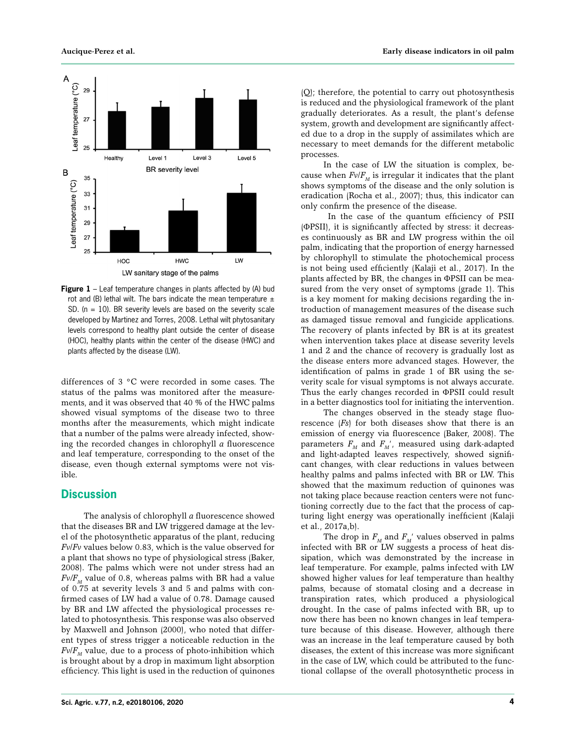**Figure 1** – Leaf temperature changes in plants affected by (A) bud rot and (B) lethal wilt. The bars indicate the mean temperature ± SD. (n = 10). BR severity levels are based on the severity scale developed by Martinez and Torres, 2008. Lethal wilt phytosanitary levels correspond to healthy plant outside the center of disease (HOC), healthy plants within the center of the disease (HWC) and plants affected by the disease (LW).

differences of 3 °C were recorded in some cases. The status of the palms was monitored after the measurements, and it was observed that 40 % of the HWC palms showed visual symptoms of the disease two to three months after the measurements, which might indicate that a number of the palms were already infected, showing the recorded changes in chlorophyll *a* fluorescence and leaf temperature, corresponding to the onset of the disease, even though external symptoms were not visible.

## Discussion

The analysis of chlorophyll *a* fluorescence showed that the diseases BR and LW triggered damage at the level of the photosynthetic apparatus of the plant, reducing $Fv/Fv$ values below 0.83, which is the value observed for a plant that shows no type of physiological stress (Baker, 2008). The palms which were not under stress had an $Fv/F_M$ value of 0.8, whereas palms with BR had a value of 0.75 at severity levels 3 and 5 and palms with confirmed cases of LW had a value of 0.78. Damage caused by BR and LW affected the physiological processes related to photosynthesis. This response was also observed by Maxwell and Johnson (2000), who noted that different types of stress trigger a noticeable reduction in the $Fv/F_M$ value, due to a process of photo-inhibition which is brought about by a drop in maximum light absorption efficiency. This light is used in the reduction of quinones (Q); therefore, the potential to carry out photosynthesis is reduced and the physiological framework of the plant gradually deteriorates. As a result, the plant's defense system, growth and development are significantly affected due to a drop in the supply of assimilates which are necessary to meet demands for the different metabolic processes.

In the case of LW the situation is complex, because when $Fv/F_M$ is irregular it indicates that the plant shows symptoms of the disease and the only solution is eradication (Rocha et al., 2007); thus, this indicator can only confirm the presence of the disease.

In the case of the quantum efficiency of PSII (ΦPSII), it is significantly affected by stress: it decreases continuously as BR and LW progress within the oil palm, indicating that the proportion of energy harnessed by chlorophyll to stimulate the photochemical process is not being used efficiently (Kalaji et al., 2017). In the plants affected by BR, the changes in ΦPSII can be measured from the very onset of symptoms (grade 1). This is a key moment for making decisions regarding the introduction of management measures of the disease such as damaged tissue removal and fungicide applications. The recovery of plants infected by BR is at its greatest when intervention takes place at disease severity levels 1 and 2 and the chance of recovery is gradually lost as the disease enters more advanced stages. However, the identification of palms in grade 1 of BR using the severity scale for visual symptoms is not always accurate. Thus the early changes recorded in ΦPSII could result in a better diagnostics tool for initiating the intervention.

The changes observed in the steady stage fluorescence ($Fs$) for both diseases show that there is an emission of energy via fluorescence (Baker, 2008). The parameters $F_M$ and $F_M'$, measured using dark-adapted and light-adapted leaves respectively, showed significant changes, with clear reductions in values between healthy palms and palms infected with BR or LW. This showed that the maximum reduction of quinones was not taking place because reaction centers were not functioning correctly due to the fact that the process of capturing light energy was operationally inefficient (Kalaji et al., 2017a,b).

The drop in $F_M$ and $F_M'$ values observed in palms infected with BR or LW suggests a process of heat dissipation, which was demonstrated by the increase in leaf temperature. For example, palms infected with LW showed higher values for leaf temperature than healthy palms, because of stomatal closing and a decrease in transpiration rates, which produced a physiological drought. In the case of palms infected with BR, up to now there has been no known changes in leaf temperature because of this disease. However, although there was an increase in the leaf temperature caused by both diseases, the extent of this increase was more significant in the case of LW, which could be attributed to the functional collapse of the overall photosynthetic process in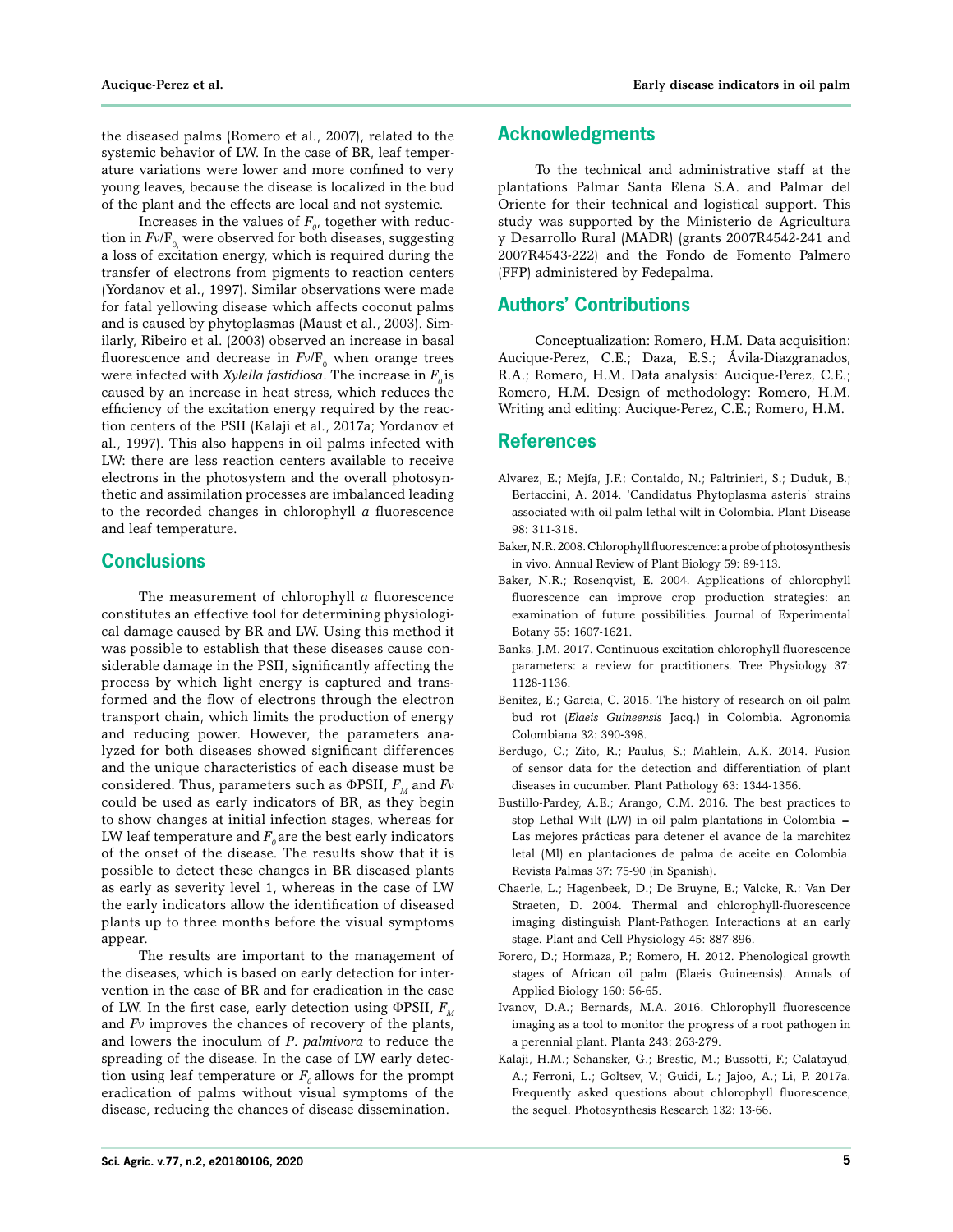the diseased palms (Romero et al., 2007), related to the systemic behavior of LW. In the case of BR, leaf temperature variations were lower and more confined to very young leaves, because the disease is localized in the bud of the plant and the effects are local and not systemic.

Increases in the values of $F_0$, together with reduction in $Fv/F_0$ were observed for both diseases, suggesting a loss of excitation energy, which is required during the transfer of electrons from pigments to reaction centers (Yordanov et al., 1997). Similar observations were made for fatal yellowing disease which affects coconut palms and is caused by phytoplasmas (Maust et al., 2003). Similarly, Ribeiro et al. (2003) observed an increase in basal fluorescence and decrease in $Fv/F_0$ when orange trees were infected with *Xylella fastidiosa*. The increase in $F_0$ is caused by an increase in heat stress, which reduces the efficiency of the excitation energy required by the reaction centers of the PSII (Kalaji et al., 2017a; Yordanov et al., 1997). This also happens in oil palms infected with LW: there are less reaction centers available to receive electrons in the photosystem and the overall photosynthetic and assimilation processes are imbalanced leading to the recorded changes in chlorophyll *a* fluorescence and leaf temperature.

## Conclusions

The measurement of chlorophyll *a* fluorescence constitutes an effective tool for determining physiological damage caused by BR and LW. Using this method it was possible to establish that these diseases cause considerable damage in the PSII, significantly affecting the process by which light energy is captured and transformed and the flow of electrons through the electron transport chain, which limits the production of energy and reducing power. However, the parameters analyzed for both diseases showed significant differences and the unique characteristics of each disease must be considered. Thus, parameters such as ΦPSII, $F_M$ and $Fv$ could be used as early indicators of BR, as they begin to show changes at initial infection stages, whereas for LW leaf temperature and $F_0$ are the best early indicators of the onset of the disease. The results show that it is possible to detect these changes in BR diseased plants as early as severity level 1, whereas in the case of LW the early indicators allow the identification of diseased plants up to three months before the visual symptoms appear.

The results are important to the management of the diseases, which is based on early detection for intervention in the case of BR and for eradication in the case of LW. In the first case, early detection using ΦPSII, $F_M$ and $Fv$ improves the chances of recovery of the plants, and lowers the inoculum of *P. palmivora* to reduce the spreading of the disease. In the case of LW early detection using leaf temperature or $F_0$ allows for the prompt eradication of palms without visual symptoms of the disease, reducing the chances of disease dissemination.

## Acknowledgments

To the technical and administrative staff at the plantations Palmar Santa Elena S.A. and Palmar del Oriente for their technical and logistical support. This study was supported by the Ministerio de Agricultura y Desarrollo Rural (MADR) (grants 2007R4542-241 and 2007R4543-222) and the Fondo de Fomento Palmero (FFP) administered by Fedepalma.

## Authors' Contributions

Conceptualization: Romero, H.M. Data acquisition: Aucique-Perez, C.E.; Daza, E.S.; Ávila-Diazgranados, R.A.; Romero, H.M. Data analysis: Aucique-Perez, C.E.; Romero, H.M. Design of methodology: Romero, H.M. Writing and editing: Aucique-Perez, C.E.; Romero, H.M.

## References

Alvarez, E.; Mejía, J.F.; Contaldo, N.; Paltrinieri, S.; Duduk, B.; Bertaccini, A. 2014. 'Candidatus Phytoplasma asteris' strains associated with oil palm lethal wilt in Colombia. Plant Disease 98: 311-318.

Baker, N.R. 2008. Chlorophyll fluorescence: a probe of photosynthesis in vivo. Annual Review of Plant Biology 59: 89-113.

Baker, N.R.; Rosenqvist, E. 2004. Applications of chlorophyll fluorescence can improve crop production strategies: an examination of future possibilities. Journal of Experimental Botany 55: 1607-1621.

Banks, J.M. 2017. Continuous excitation chlorophyll fluorescence parameters: a review for practitioners. Tree Physiology 37: 1128-1136.

Benitez, E.; Garcia, C. 2015. The history of research on oil palm bud rot (*Elaeis Guineensis* Jacq.) in Colombia. Agronomia Colombiana 32: 390-398.

Berdugo, C.; Zito, R.; Paulus, S.; Mahlein, A.K. 2014. Fusion of sensor data for the detection and differentiation of plant diseases in cucumber. Plant Pathology 63: 1344-1356.

Bustillo-Pardey, A.E.; Arango, C.M. 2016. The best practices to stop Lethal Wilt (LW) in oil palm plantations in Colombia = Las mejores prácticas para detener el avance de la marchitez letal (Ml) en plantaciones de palma de aceite en Colombia. Revista Palmas 37: 75-90 (in Spanish).

Chaerle, L.; Hagenbeek, D.; De Bruyne, E.; Valcke, R.; Van Der Straeten, D. 2004. Thermal and chlorophyll-fluorescence imaging distinguish Plant-Pathogen Interactions at an early stage. Plant and Cell Physiology 45: 887-896.

Forero, D.; Hormaza, P.; Romero, H. 2012. Phenological growth stages of African oil palm (Elaeis Guineensis). Annals of Applied Biology 160: 56-65.

Ivanov, D.A.; Bernards, M.A. 2016. Chlorophyll fluorescence imaging as a tool to monitor the progress of a root pathogen in a perennial plant. Planta 243: 263-279.

Kalaji, H.M.; Schansker, G.; Brestic, M.; Bussotti, F.; Calatayud, A.; Ferroni, L.; Goltsev, V.; Guidi, L.; Jajoo, A.; Li, P. 2017a. Frequently asked questions about chlorophyll fluorescence, the sequel. Photosynthesis Research 132: 13-66.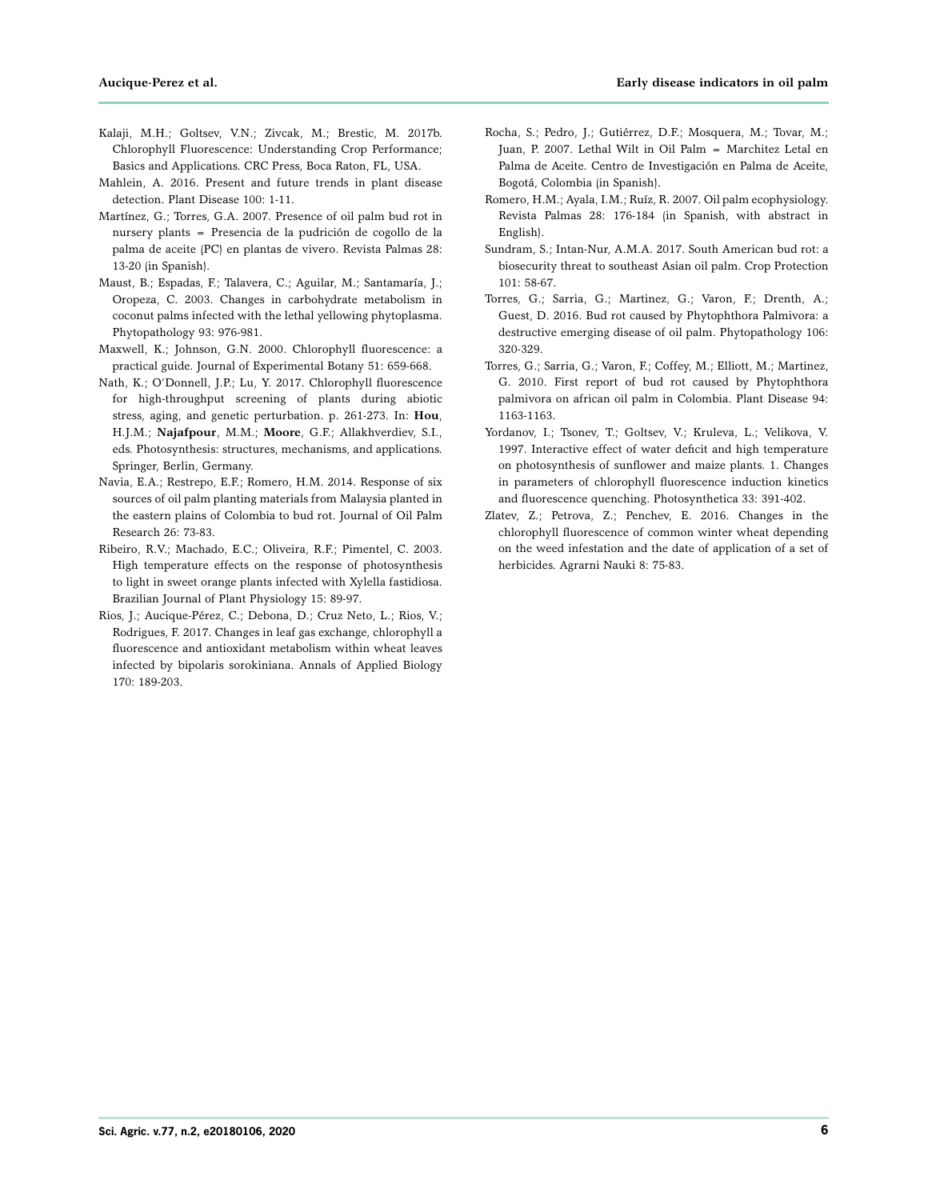Kalaji, M.H.; Goltsev, V.N.; Zivcak, M.; Brestic, M. 2017b. Chlorophyll Fluorescence: Understanding Crop Performance; Basics and Applications. CRC Press, Boca Raton, FL, USA.

Mahlein, A. 2016. Present and future trends in plant disease detection. Plant Disease 100: 1-11.

Martínez, G.; Torres, G.A. 2007. Presence of oil palm bud rot in nursery plants = Presencia de la pudrición de cogollo de la palma de aceite (PC) en plantas de vivero. Revista Palmas 28: 13-20 (in Spanish).

Maust, B.; Espadas, F.; Talavera, C.; Aguilar, M.; Santamaría, J.; Oropeza, C. 2003. Changes in carbohydrate metabolism in coconut palms infected with the lethal yellowing phytoplasma. Phytopathology 93: 976-981.

Maxwell, K.; Johnson, G.N. 2000. Chlorophyll fluorescence: a practical guide. Journal of Experimental Botany 51: 659-668.

Nath, K.; O'Donnell, J.P.; Lu, Y. 2017. Chlorophyll fluorescence for high-throughput screening of plants during abiotic stress, aging, and genetic perturbation. p. 261-273. In: **Hou**, H.J.M.; **Najafpour**, M.M.; **Moore**, G.F.; Allakhverdiev, S.I., eds. Photosynthesis: structures, mechanisms, and applications. Springer, Berlin, Germany.

Navia, E.A.; Restrepo, E.F.; Romero, H.M. 2014. Response of six sources of oil palm planting materials from Malaysia planted in the eastern plains of Colombia to bud rot. Journal of Oil Palm Research 26: 73-83.

Ribeiro, R.V.; Machado, E.C.; Oliveira, R.F.; Pimentel, C. 2003. High temperature effects on the response of photosynthesis to light in sweet orange plants infected with Xylella fastidiosa. Brazilian Journal of Plant Physiology 15: 89-97.

Rios, J.; Aucique-Pérez, C.; Debona, D.; Cruz Neto, L.; Rios, V.; Rodrigues, F. 2017. Changes in leaf gas exchange, chlorophyll a fluorescence and antioxidant metabolism within wheat leaves infected by bipolaris sorokiniana. Annals of Applied Biology 170: 189-203.

Rocha, S.; Pedro, J.; Gutiérrez, D.F.; Mosquera, M.; Tovar, M.; Juan, P. 2007. Lethal Wilt in Oil Palm = Marchitez Letal en Palma de Aceite. Centro de Investigación en Palma de Aceite, Bogotá, Colombia (in Spanish).

Romero, H.M.; Ayala, I.M.; Ruíz, R. 2007. Oil palm ecophysiology. Revista Palmas 28: 176-184 (in Spanish, with abstract in English).

Sundram, S.; Intan-Nur, A.M.A. 2017. South American bud rot: a biosecurity threat to southeast Asian oil palm. Crop Protection 101: 58-67.

Torres, G.; Sarria, G.; Martinez, G.; Varon, F.; Drenth, A.; Guest, D. 2016. Bud rot caused by Phytophthora Palmivora: a destructive emerging disease of oil palm. Phytopathology 106: 320-329.

Torres, G.; Sarria, G.; Varon, F.; Coffey, M.; Elliott, M.; Martinez, G. 2010. First report of bud rot caused by Phytophthora palmivora on african oil palm in Colombia. Plant Disease 94: 1163-1163.

Yordanov, I.; Tsonev, T.; Goltsev, V.; Kruleva, L.; Velikova, V. 1997. Interactive effect of water deficit and high temperature on photosynthesis of sunflower and maize plants. 1. Changes in parameters of chlorophyll fluorescence induction kinetics and fluorescence quenching. Photosynthetica 33: 391-402.

Zlatev, Z.; Petrova, Z.; Penchev, E. 2016. Changes in the chlorophyll fluorescence of common winter wheat depending on the weed infestation and the date of application of a set of herbicides. Agrarni Nauki 8: 75-83.